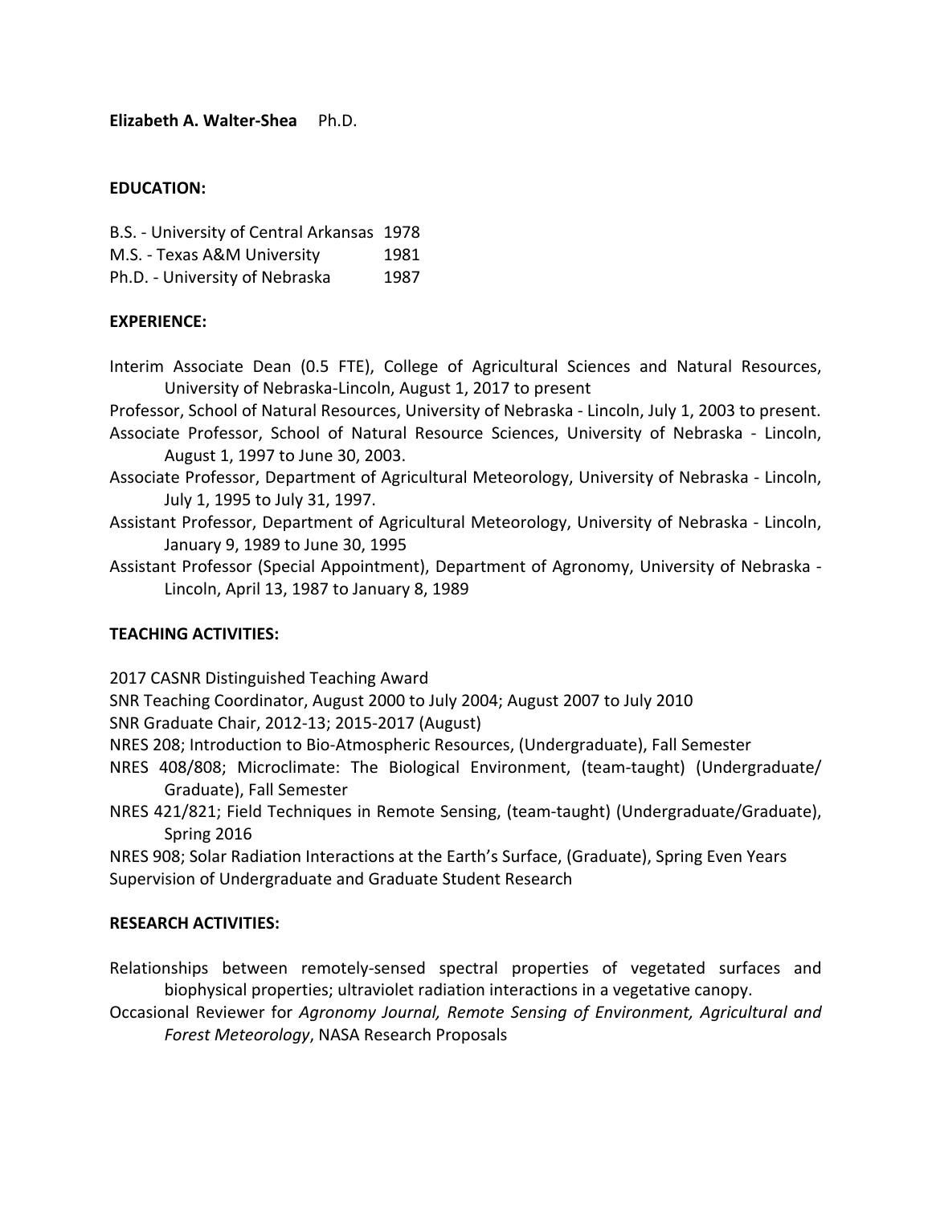**Elizabeth A. Walter-Shea** Ph.D.

## EDUCATION:

B.S. - University of Central Arkansas 1978
M.S. - Texas A&M University 1981
Ph.D. - University of Nebraska 1987

## EXPERIENCE:

Interim Associate Dean (0.5 FTE), College of Agricultural Sciences and Natural Resources, University of Nebraska-Lincoln, August 1, 2017 to present

Professor, School of Natural Resources, University of Nebraska - Lincoln, July 1, 2003 to present.

Associate Professor, School of Natural Resource Sciences, University of Nebraska - Lincoln, August 1, 1997 to June 30, 2003.

Associate Professor, Department of Agricultural Meteorology, University of Nebraska - Lincoln, July 1, 1995 to July 31, 1997.

Assistant Professor, Department of Agricultural Meteorology, University of Nebraska - Lincoln, January 9, 1989 to June 30, 1995

Assistant Professor (Special Appointment), Department of Agronomy, University of Nebraska - Lincoln, April 13, 1987 to January 8, 1989

## TEACHING ACTIVITIES:

2017 CASNR Distinguished Teaching Award

SNR Teaching Coordinator, August 2000 to July 2004; August 2007 to July 2010

SNR Graduate Chair, 2012-13; 2015-2017 (August)

NRES 208; Introduction to Bio-Atmospheric Resources, (Undergraduate), Fall Semester

NRES 408/808; Microclimate: The Biological Environment, (team-taught) (Undergraduate/ Graduate), Fall Semester

NRES 421/821; Field Techniques in Remote Sensing, (team-taught) (Undergraduate/Graduate), Spring 2016

NRES 908; Solar Radiation Interactions at the Earth's Surface, (Graduate), Spring Even Years

Supervision of Undergraduate and Graduate Student Research

## RESEARCH ACTIVITIES:

Relationships between remotely-sensed spectral properties of vegetated surfaces and biophysical properties; ultraviolet radiation interactions in a vegetative canopy.

Occasional Reviewer for *Agronomy Journal, Remote Sensing of Environment, Agricultural and Forest Meteorology*, NASA Research Proposals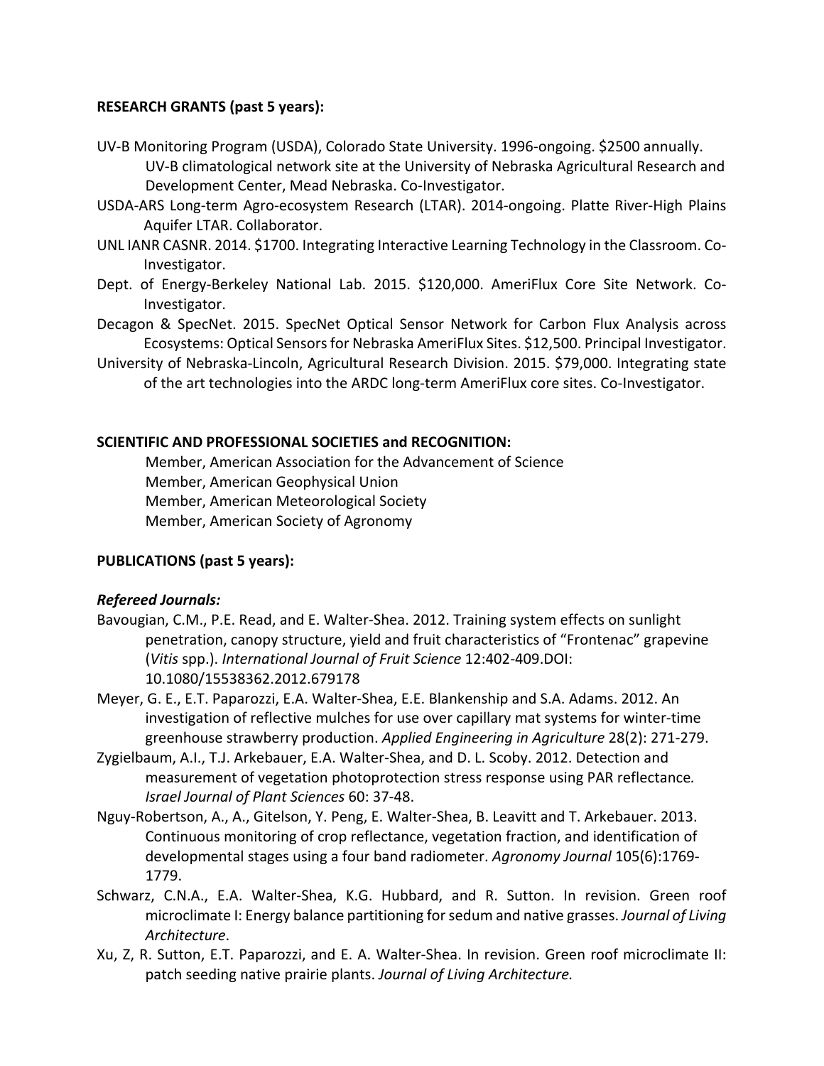**RESEARCH GRANTS (past 5 years):**

UV-B Monitoring Program (USDA), Colorado State University. 1996-ongoing. $2500 annually. UV-B climatological network site at the University of Nebraska Agricultural Research and Development Center, Mead Nebraska. Co-Investigator.

USDA-ARS Long-term Agro-ecosystem Research (LTAR). 2014-ongoing. Platte River-High Plains Aquifer LTAR. Collaborator.

UNL IANR CASNR. 2014. $1700. Integrating Interactive Learning Technology in the Classroom. Co-Investigator.

Dept. of Energy-Berkeley National Lab. 2015. $120,000. AmeriFlux Core Site Network. Co-Investigator.

Decagon & SpecNet. 2015. SpecNet Optical Sensor Network for Carbon Flux Analysis across Ecosystems: Optical Sensors for Nebraska AmeriFlux Sites. $12,500. Principal Investigator.

University of Nebraska-Lincoln, Agricultural Research Division. 2015. $79,000. Integrating state of the art technologies into the ARDC long-term AmeriFlux core sites. Co-Investigator.

**SCIENTIFIC AND PROFESSIONAL SOCIETIES and RECOGNITION:**

Member, American Association for the Advancement of Science
Member, American Geophysical Union
Member, American Meteorological Society
Member, American Society of Agronomy

**PUBLICATIONS (past 5 years):**

***Refereed Journals:***

Bavougian, C.M., P.E. Read, and E. Walter-Shea. 2012. Training system effects on sunlight penetration, canopy structure, yield and fruit characteristics of "Frontenac" grapevine (*Vitis* spp.). *International Journal of Fruit Science* 12:402-409.DOI: 10.1080/15538362.2012.679178

Meyer, G. E., E.T. Paparozzi, E.A. Walter-Shea, E.E. Blankenship and S.A. Adams. 2012. An investigation of reflective mulches for use over capillary mat systems for winter-time greenhouse strawberry production. *Applied Engineering in Agriculture* 28(2): 271-279.

Zygielbaum, A.I., T.J. Arkebauer, E.A. Walter-Shea, and D. L. Scoby. 2012. Detection and measurement of vegetation photoprotection stress response using PAR reflectance. *Israel Journal of Plant Sciences* 60: 37-48.

Nguy-Robertson, A., A., Gitelson, Y. Peng, E. Walter-Shea, B. Leavitt and T. Arkebauer. 2013. Continuous monitoring of crop reflectance, vegetation fraction, and identification of developmental stages using a four band radiometer. *Agronomy Journal* 105(6):1769-1779.

Schwarz, C.N.A., E.A. Walter-Shea, K.G. Hubbard, and R. Sutton. In revision. Green roof microclimate I: Energy balance partitioning for sedum and native grasses. *Journal of Living Architecture*.

Xu, Z, R. Sutton, E.T. Paparozzi, and E. A. Walter-Shea. In revision. Green roof microclimate II: patch seeding native prairie plants. *Journal of Living Architecture.*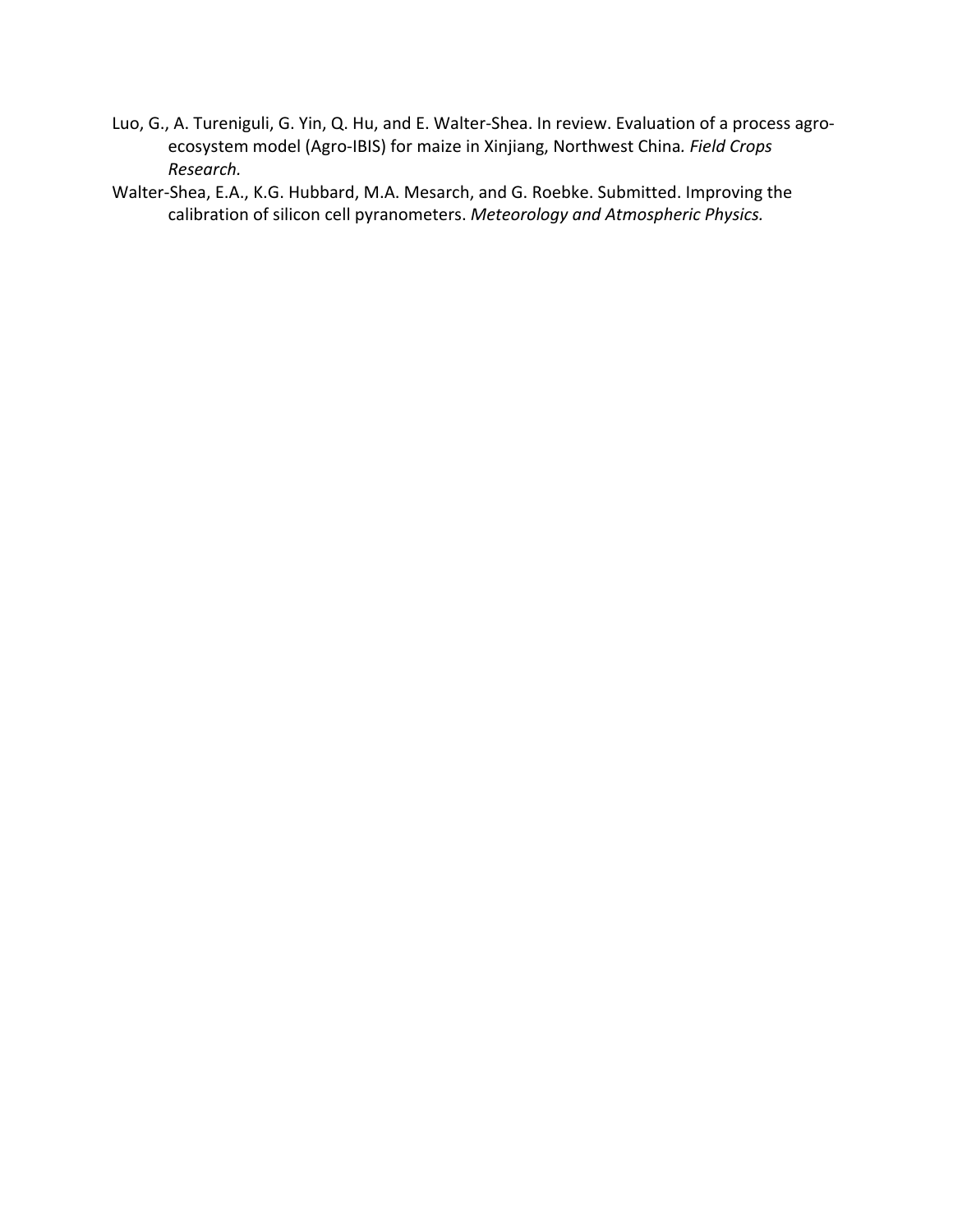Luo, G., A. Tureniguli, G. Yin, Q. Hu, and E. Walter-Shea. In review. Evaluation of a process agro-ecosystem model (Agro-IBIS) for maize in Xinjiang, Northwest China. *Field Crops Research.*

Walter-Shea, E.A., K.G. Hubbard, M.A. Mesarch, and G. Roebke. Submitted. Improving the calibration of silicon cell pyranometers. *Meteorology and Atmospheric Physics.*